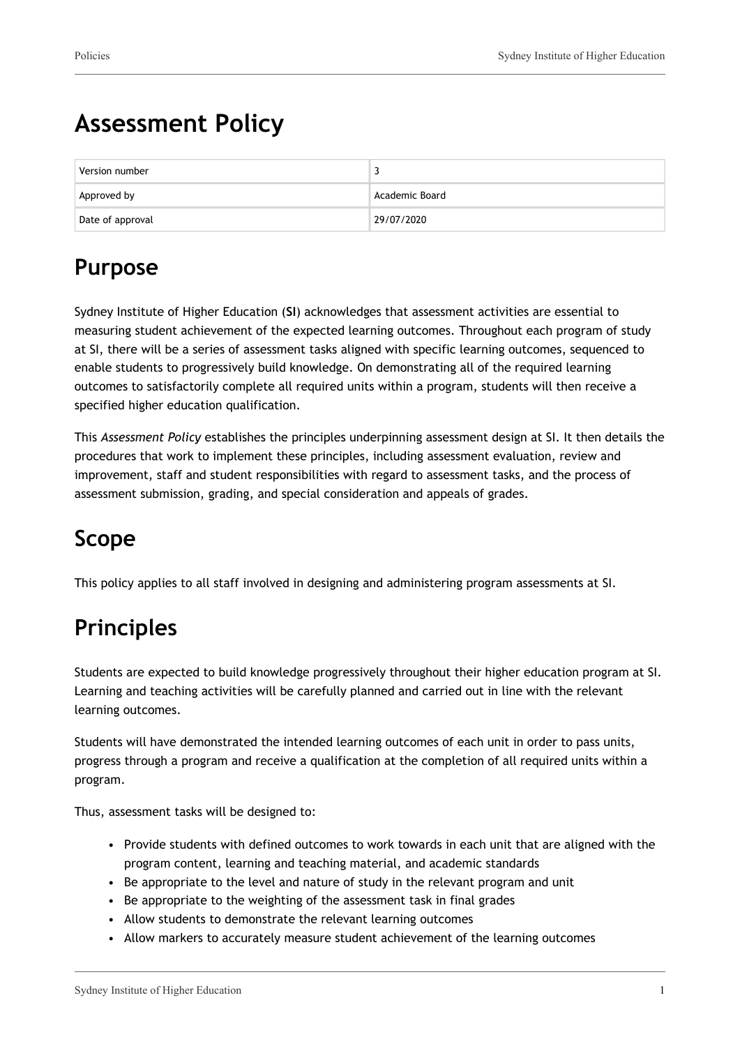# Assessment Policy

| Version number | 3 |
|---|---|
| Approved by | Academic Board |
| Date of approval | 29/07/2020 |

## Purpose

Sydney Institute of Higher Education (**SI**) acknowledges that assessment activities are essential to measuring student achievement of the expected learning outcomes. Throughout each program of study at SI, there will be a series of assessment tasks aligned with specific learning outcomes, sequenced to enable students to progressively build knowledge. On demonstrating all of the required learning outcomes to satisfactorily complete all required units within a program, students will then receive a specified higher education qualification.

This *Assessment Policy* establishes the principles underpinning assessment design at SI. It then details the procedures that work to implement these principles, including assessment evaluation, review and improvement, staff and student responsibilities with regard to assessment tasks, and the process of assessment submission, grading, and special consideration and appeals of grades.

## Scope

This policy applies to all staff involved in designing and administering program assessments at SI.

## Principles

Students are expected to build knowledge progressively throughout their higher education program at SI. Learning and teaching activities will be carefully planned and carried out in line with the relevant learning outcomes.

Students will have demonstrated the intended learning outcomes of each unit in order to pass units, progress through a program and receive a qualification at the completion of all required units within a program.

Thus, assessment tasks will be designed to:

- Provide students with defined outcomes to work towards in each unit that are aligned with the program content, learning and teaching material, and academic standards
- Be appropriate to the level and nature of study in the relevant program and unit
- Be appropriate to the weighting of the assessment task in final grades
- Allow students to demonstrate the relevant learning outcomes
- Allow markers to accurately measure student achievement of the learning outcomes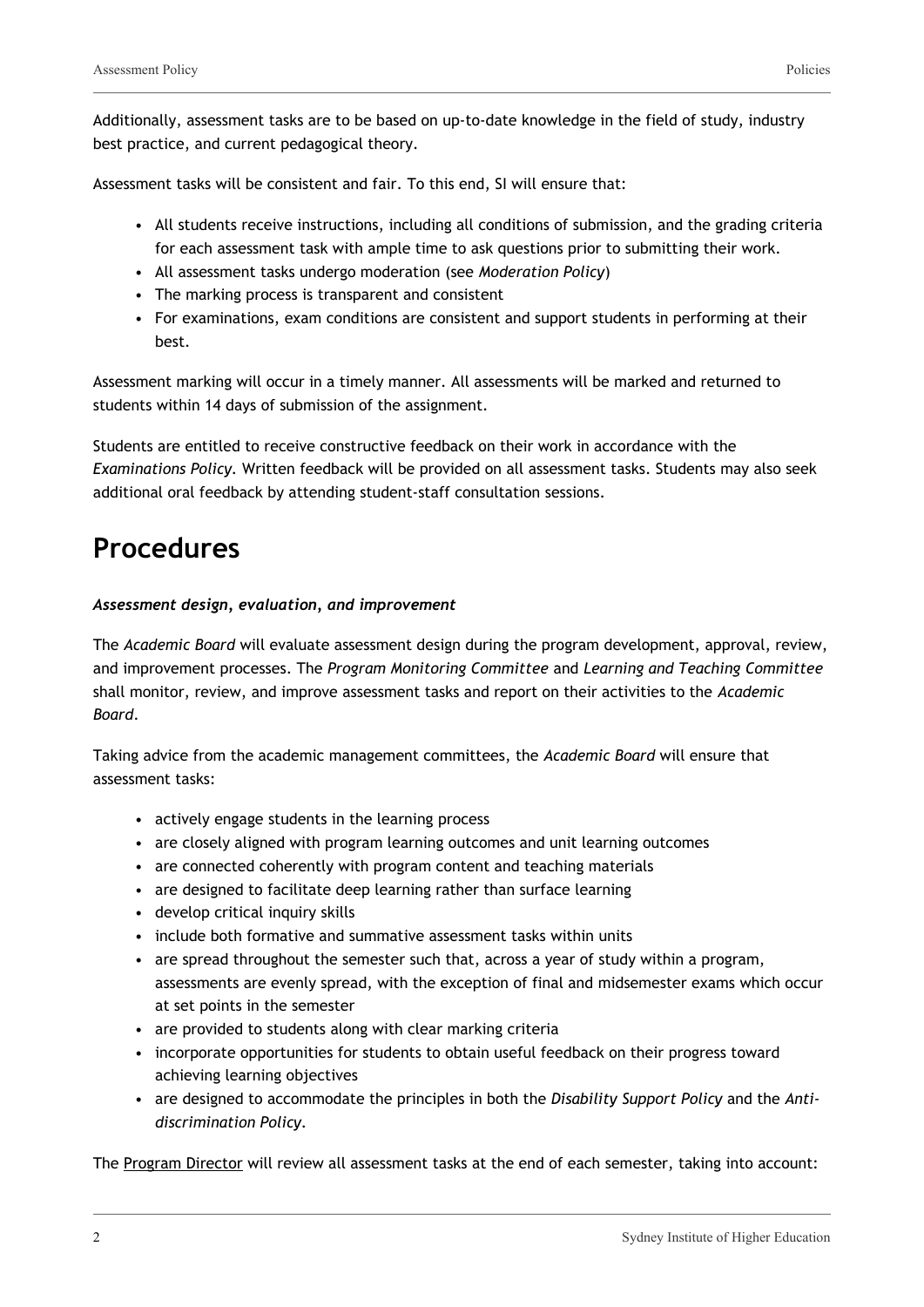Additionally, assessment tasks are to be based on up-to-date knowledge in the field of study, industry best practice, and current pedagogical theory.

Assessment tasks will be consistent and fair. To this end, SI will ensure that:

- All students receive instructions, including all conditions of submission, and the grading criteria for each assessment task with ample time to ask questions prior to submitting their work.
- All assessment tasks undergo moderation (see *Moderation Policy*)
- The marking process is transparent and consistent
- For examinations, exam conditions are consistent and support students in performing at their best.

Assessment marking will occur in a timely manner. All assessments will be marked and returned to students within 14 days of submission of the assignment.

Students are entitled to receive constructive feedback on their work in accordance with the *Examinations Policy.* Written feedback will be provided on all assessment tasks. Students may also seek additional oral feedback by attending student-staff consultation sessions.

# Procedures

***Assessment design, evaluation, and improvement***

The *Academic Board* will evaluate assessment design during the program development, approval, review, and improvement processes. The *Program Monitoring Committee* and *Learning and Teaching Committee* shall monitor, review, and improve assessment tasks and report on their activities to the *Academic Board*.

Taking advice from the academic management committees, the *Academic Board* will ensure that assessment tasks:

- actively engage students in the learning process
- are closely aligned with program learning outcomes and unit learning outcomes
- are connected coherently with program content and teaching materials
- are designed to facilitate deep learning rather than surface learning
- develop critical inquiry skills
- include both formative and summative assessment tasks within units
- are spread throughout the semester such that, across a year of study within a program, assessments are evenly spread, with the exception of final and midsemester exams which occur at set points in the semester
- are provided to students along with clear marking criteria
- incorporate opportunities for students to obtain useful feedback on their progress toward achieving learning objectives
- are designed to accommodate the principles in both the *Disability Support Policy* and the *Anti-discrimination Policy*.

The Program Director will review all assessment tasks at the end of each semester, taking into account: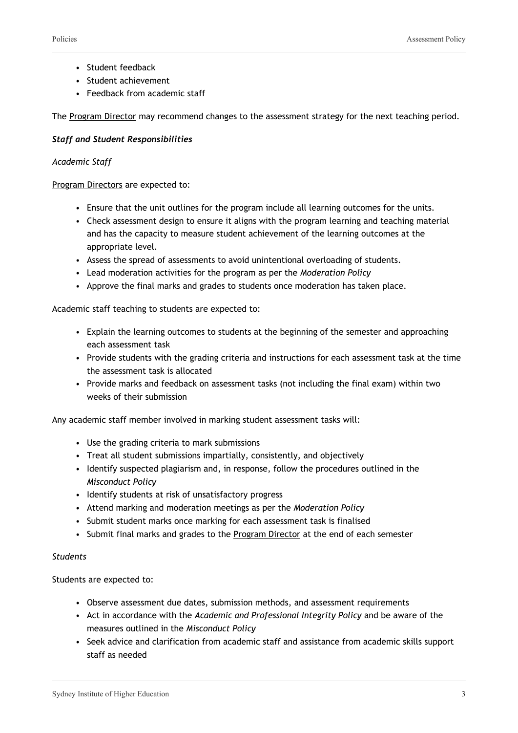- Student feedback
- Student achievement
- Feedback from academic staff

The Program Director may recommend changes to the assessment strategy for the next teaching period.

***Staff and Student Responsibilities***

*Academic Staff*

Program Directors are expected to:

- Ensure that the unit outlines for the program include all learning outcomes for the units.
- Check assessment design to ensure it aligns with the program learning and teaching material and has the capacity to measure student achievement of the learning outcomes at the appropriate level.
- Assess the spread of assessments to avoid unintentional overloading of students.
- Lead moderation activities for the program as per the *Moderation Policy*
- Approve the final marks and grades to students once moderation has taken place.

Academic staff teaching to students are expected to:

- Explain the learning outcomes to students at the beginning of the semester and approaching each assessment task
- Provide students with the grading criteria and instructions for each assessment task at the time the assessment task is allocated
- Provide marks and feedback on assessment tasks (not including the final exam) within two weeks of their submission

Any academic staff member involved in marking student assessment tasks will:

- Use the grading criteria to mark submissions
- Treat all student submissions impartially, consistently, and objectively
- Identify suspected plagiarism and, in response, follow the procedures outlined in the *Misconduct Policy*
- Identify students at risk of unsatisfactory progress
- Attend marking and moderation meetings as per the *Moderation Policy*
- Submit student marks once marking for each assessment task is finalised
- Submit final marks and grades to the Program Director at the end of each semester

*Students*

Students are expected to:

- Observe assessment due dates, submission methods, and assessment requirements
- Act in accordance with the *Academic and Professional Integrity Policy* and be aware of the measures outlined in the *Misconduct Policy*
- Seek advice and clarification from academic staff and assistance from academic skills support staff as needed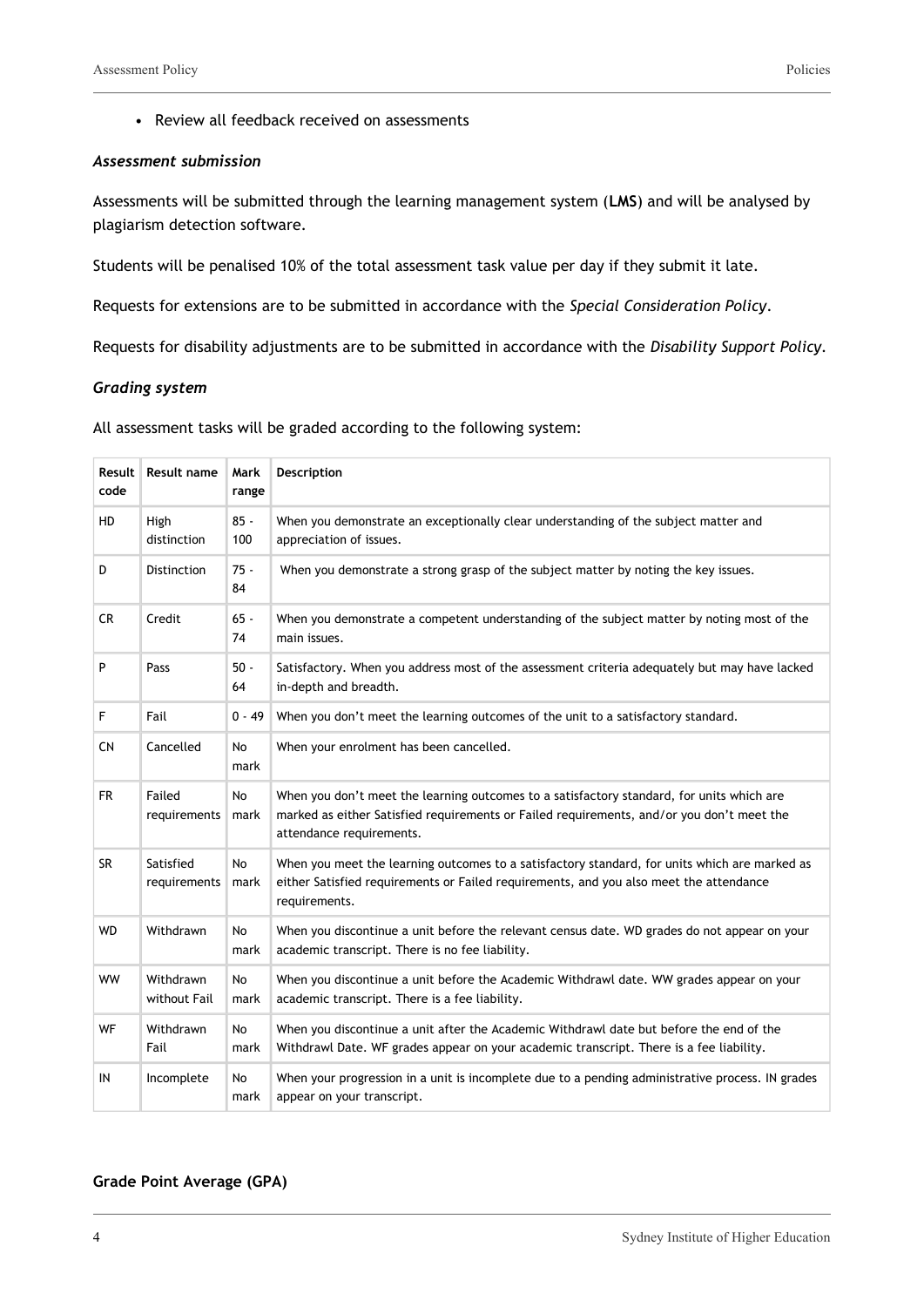- Review all feedback received on assessments

### *Assessment submission*

Assessments will be submitted through the learning management system (**LMS**) and will be analysed by plagiarism detection software.

Students will be penalised 10% of the total assessment task value per day if they submit it late.

Requests for extensions are to be submitted in accordance with the *Special Consideration Policy*.

Requests for disability adjustments are to be submitted in accordance with the *Disability Support Policy*.

### *Grading system*

All assessment tasks will be graded according to the following system:

| Result code | Result name | Mark range | Description |
|---|---|---|---|
| HD | High distinction | 85 - 100 | When you demonstrate an exceptionally clear understanding of the subject matter and appreciation of issues. |
| D | Distinction | 75 - 84 | When you demonstrate a strong grasp of the subject matter by noting the key issues. |
| CR | Credit | 65 - 74 | When you demonstrate a competent understanding of the subject matter by noting most of the main issues. |
| P | Pass | 50 - 64 | Satisfactory. When you address most of the assessment criteria adequately but may have lacked in-depth and breadth. |
| F | Fail | 0 - 49 | When you don't meet the learning outcomes of the unit to a satisfactory standard. |
| CN | Cancelled | No mark | When your enrolment has been cancelled. |
| FR | Failed requirements | No mark | When you don't meet the learning outcomes to a satisfactory standard, for units which are marked as either Satisfied requirements or Failed requirements, and/or you don't meet the attendance requirements. |
| SR | Satisfied requirements | No mark | When you meet the learning outcomes to a satisfactory standard, for units which are marked as either Satisfied requirements or Failed requirements, and you also meet the attendance requirements. |
| WD | Withdrawn | No mark | When you discontinue a unit before the relevant census date. WD grades do not appear on your academic transcript. There is no fee liability. |
| WW | Withdrawn without Fail | No mark | When you discontinue a unit before the Academic Withdrawl date. WW grades appear on your academic transcript. There is a fee liability. |
| WF | Withdrawn Fail | No mark | When you discontinue a unit after the Academic Withdrawl date but before the end of the Withdrawl Date. WF grades appear on your academic transcript. There is a fee liability. |
| IN | Incomplete | No mark | When your progression in a unit is incomplete due to a pending administrative process. IN grades appear on your transcript. |

### **Grade Point Average (GPA)**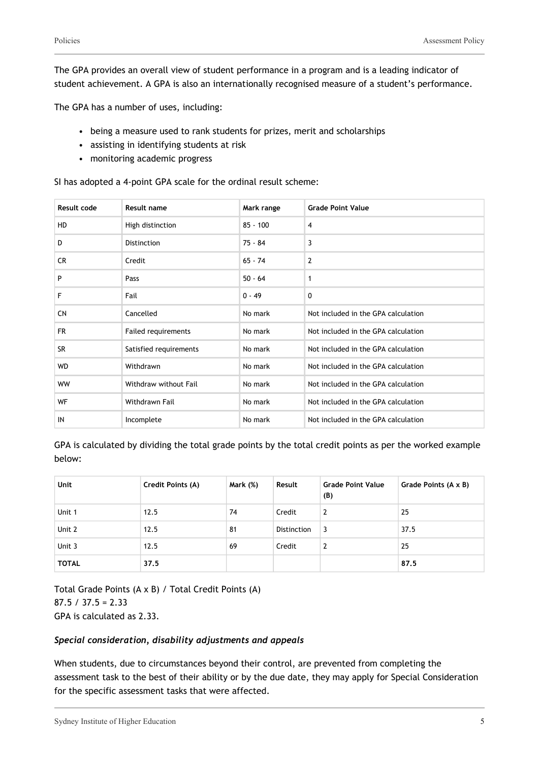The GPA provides an overall view of student performance in a program and is a leading indicator of student achievement. A GPA is also an internationally recognised measure of a student's performance.

The GPA has a number of uses, including:

- being a measure used to rank students for prizes, merit and scholarships
- assisting in identifying students at risk
- monitoring academic progress

SI has adopted a 4-point GPA scale for the ordinal result scheme:

| Result code | Result name | Mark range | Grade Point Value |
|---|---|---|---|
| HD | High distinction | 85 - 100 | 4 |
| D | Distinction | 75 - 84 | 3 |
| CR | Credit | 65 - 74 | 2 |
| P | Pass | 50 - 64 | 1 |
| F | Fail | 0 - 49 | 0 |
| CN | Cancelled | No mark | Not included in the GPA calculation |
| FR | Failed requirements | No mark | Not included in the GPA calculation |
| SR | Satisfied requirements | No mark | Not included in the GPA calculation |
| WD | Withdrawn | No mark | Not included in the GPA calculation |
| WW | Withdraw without Fail | No mark | Not included in the GPA calculation |
| WF | Withdrawn Fail | No mark | Not included in the GPA calculation |
| IN | Incomplete | No mark | Not included in the GPA calculation |

GPA is calculated by dividing the total grade points by the total credit points as per the worked example below:

| Unit | Credit Points (A) | Mark (%) | Result | Grade Point Value (B) | Grade Points (A x B) |
|---|---|---|---|---|---|
| Unit 1 | 12.5 | 74 | Credit | 2 | 25 |
| Unit 2 | 12.5 | 81 | Distinction | 3 | 37.5 |
| Unit 3 | 12.5 | 69 | Credit | 2 | 25 |
| **TOTAL** | **37.5** | | | | **87.5** |

Total Grade Points (A x B) / Total Credit Points (A)
87.5 / 37.5 = 2.33
GPA is calculated as 2.33.

### ***Special consideration, disability adjustments and appeals***

When students, due to circumstances beyond their control, are prevented from completing the assessment task to the best of their ability or by the due date, they may apply for Special Consideration for the specific assessment tasks that were affected.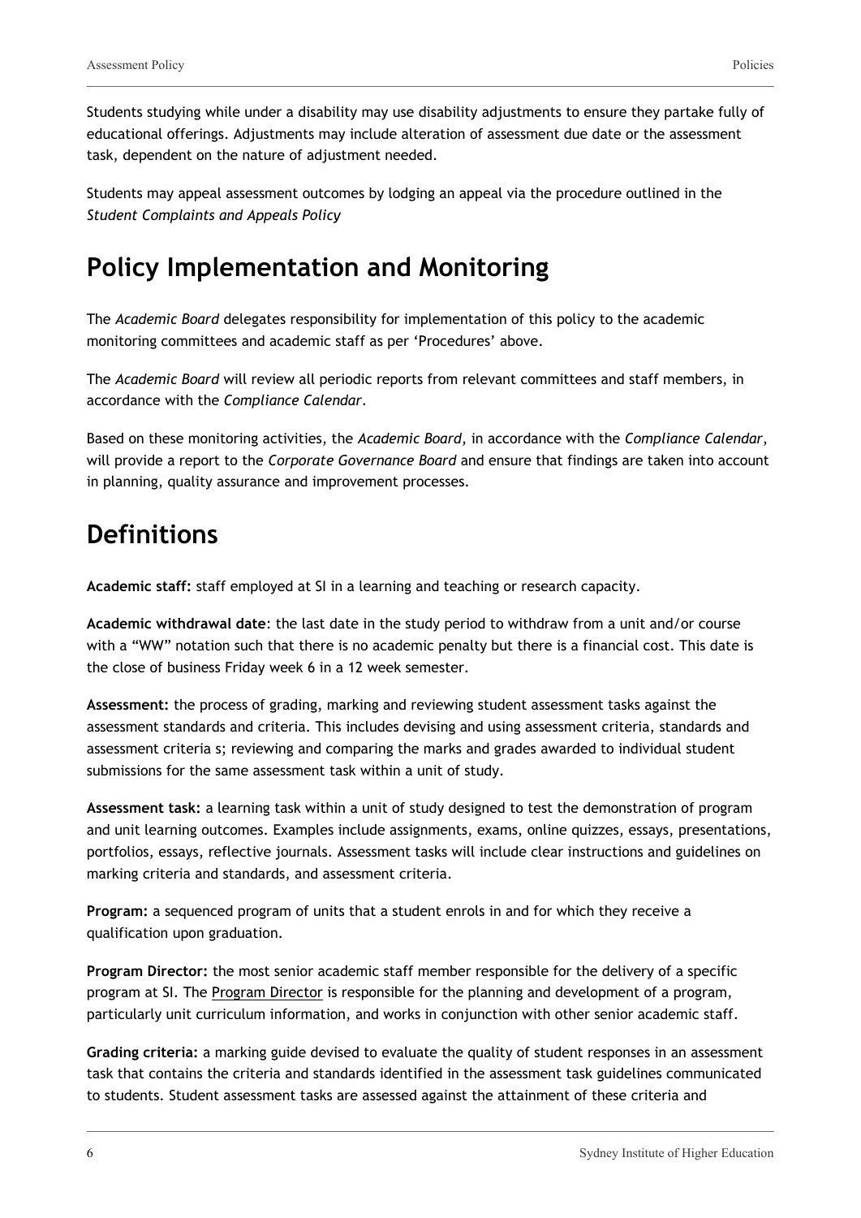Students studying while under a disability may use disability adjustments to ensure they partake fully of educational offerings. Adjustments may include alteration of assessment due date or the assessment task, dependent on the nature of adjustment needed.

Students may appeal assessment outcomes by lodging an appeal via the procedure outlined in the *Student Complaints and Appeals Policy*

# Policy Implementation and Monitoring

The *Academic Board* delegates responsibility for implementation of this policy to the academic monitoring committees and academic staff as per 'Procedures' above.

The *Academic Board* will review all periodic reports from relevant committees and staff members, in accordance with the *Compliance Calendar*.

Based on these monitoring activities, the *Academic Board*, in accordance with the *Compliance Calendar*, will provide a report to the *Corporate Governance Board* and ensure that findings are taken into account in planning, quality assurance and improvement processes.

# Definitions

**Academic staff:** staff employed at SI in a learning and teaching or research capacity.

**Academic withdrawal date**: the last date in the study period to withdraw from a unit and/or course with a "WW" notation such that there is no academic penalty but there is a financial cost. This date is the close of business Friday week 6 in a 12 week semester.

**Assessment:** the process of grading, marking and reviewing student assessment tasks against the assessment standards and criteria. This includes devising and using assessment criteria, standards and assessment criteria s; reviewing and comparing the marks and grades awarded to individual student submissions for the same assessment task within a unit of study.

**Assessment task:** a learning task within a unit of study designed to test the demonstration of program and unit learning outcomes. Examples include assignments, exams, online quizzes, essays, presentations, portfolios, essays, reflective journals. Assessment tasks will include clear instructions and guidelines on marking criteria and standards, and assessment criteria.

**Program:** a sequenced program of units that a student enrols in and for which they receive a qualification upon graduation.

**Program Director:** the most senior academic staff member responsible for the delivery of a specific program at SI. The Program Director is responsible for the planning and development of a program, particularly unit curriculum information, and works in conjunction with other senior academic staff.

**Grading criteria:** a marking guide devised to evaluate the quality of student responses in an assessment task that contains the criteria and standards identified in the assessment task guidelines communicated to students. Student assessment tasks are assessed against the attainment of these criteria and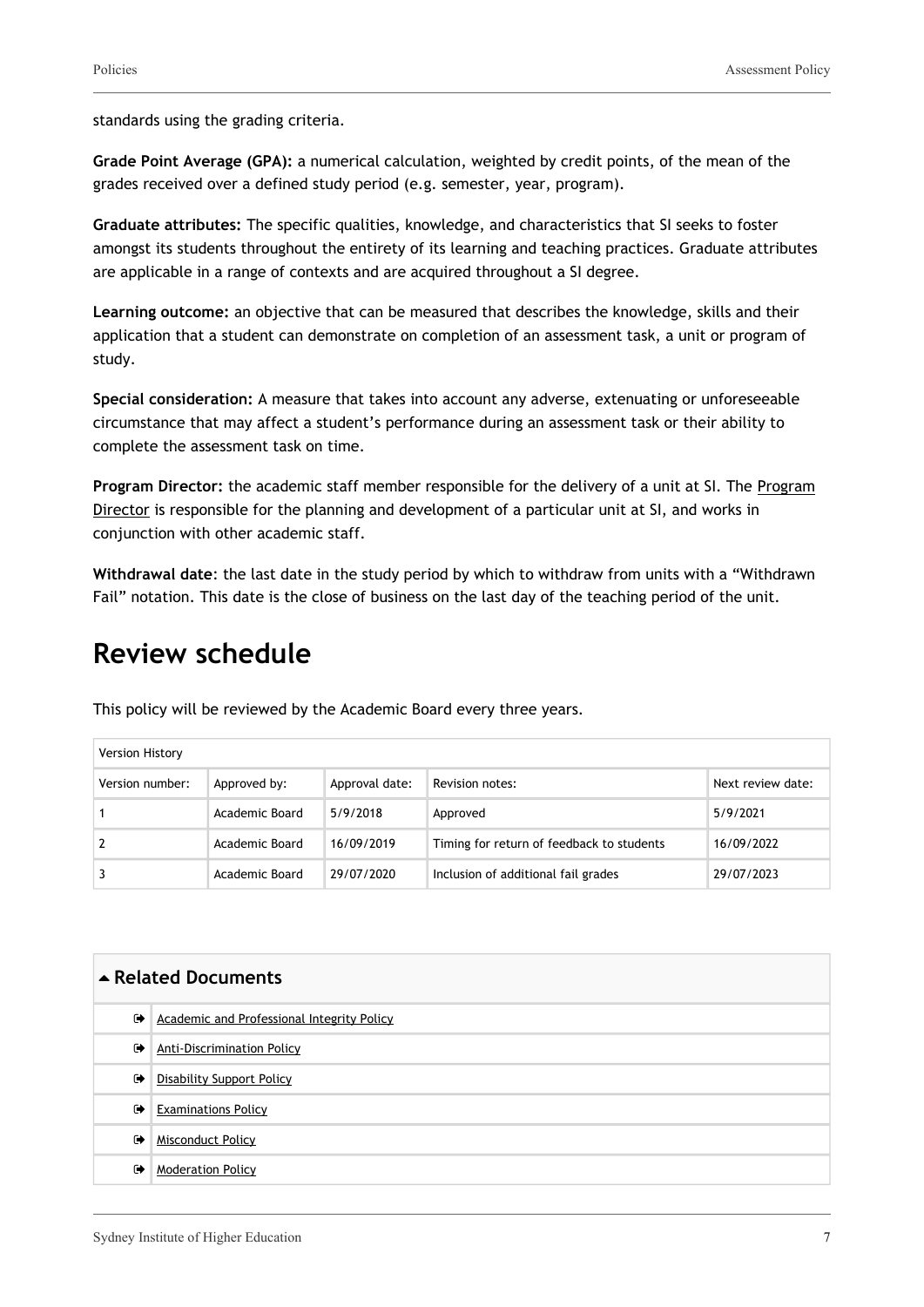standards using the grading criteria.

**Grade Point Average (GPA):** a numerical calculation, weighted by credit points, of the mean of the grades received over a defined study period (e.g. semester, year, program).

**Graduate attributes:** The specific qualities, knowledge, and characteristics that SI seeks to foster amongst its students throughout the entirety of its learning and teaching practices. Graduate attributes are applicable in a range of contexts and are acquired throughout a SI degree.

**Learning outcome:** an objective that can be measured that describes the knowledge, skills and their application that a student can demonstrate on completion of an assessment task, a unit or program of study.

**Special consideration:** A measure that takes into account any adverse, extenuating or unforeseeable circumstance that may affect a student's performance during an assessment task or their ability to complete the assessment task on time.

**Program Director:** the academic staff member responsible for the delivery of a unit at SI. The Program Director is responsible for the planning and development of a particular unit at SI, and works in conjunction with other academic staff.

**Withdrawal date**: the last date in the study period by which to withdraw from units with a "Withdrawn Fail" notation. This date is the close of business on the last day of the teaching period of the unit.

# Review schedule

This policy will be reviewed by the Academic Board every three years.

| Version History | | | | |
|---|---|---|---|---|
| Version number: | Approved by: | Approval date: | Revision notes: | Next review date: |
| 1 | Academic Board | 5/9/2018 | Approved | 5/9/2021 |
| 2 | Academic Board | 16/09/2019 | Timing for return of feedback to students | 16/09/2022 |
| 3 | Academic Board | 29/07/2020 | Inclusion of additional fail grades | 29/07/2023 |

## Related Documents

- Academic and Professional Integrity Policy
- Anti-Discrimination Policy
- Disability Support Policy
- Examinations Policy
- Misconduct Policy
- Moderation Policy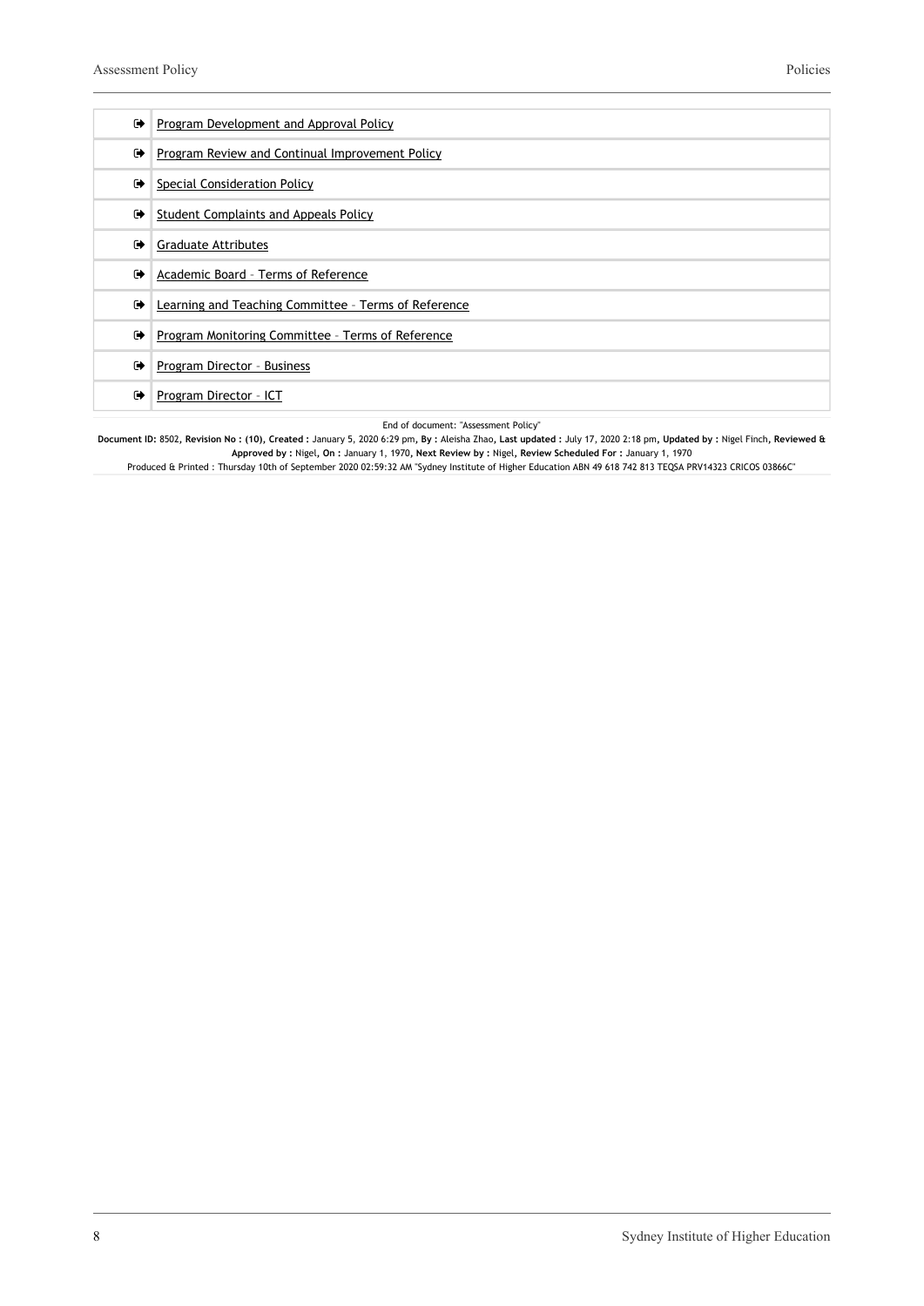| | |
|---|---|
| ➪ | Program Development and Approval Policy |
| ➪ | Program Review and Continual Improvement Policy |
| ➪ | Special Consideration Policy |
| ➪ | Student Complaints and Appeals Policy |
| ➪ | Graduate Attributes |
| ➪ | Academic Board – Terms of Reference |
| ➪ | Learning and Teaching Committee – Terms of Reference |
| ➪ | Program Monitoring Committee – Terms of Reference |
| ➪ | Program Director – Business |
| ➪ | Program Director – ICT |

End of document: "Assessment Policy"

**Document ID:** 8502, **Revision No : (10)**, **Created :** January 5, 2020 6:29 pm, **By :** Aleisha Zhao, **Last updated :** July 17, 2020 2:18 pm, **Updated by :** Nigel Finch, **Reviewed & Approved by :** Nigel, **On :** January 1, 1970, **Next Review by :** Nigel, **Review Scheduled For :** January 1, 1970

Produced & Printed : Thursday 10th of September 2020 02:59:32 AM "Sydney Institute of Higher Education ABN 49 618 742 813 TEQSA PRV14323 CRICOS 03866C"